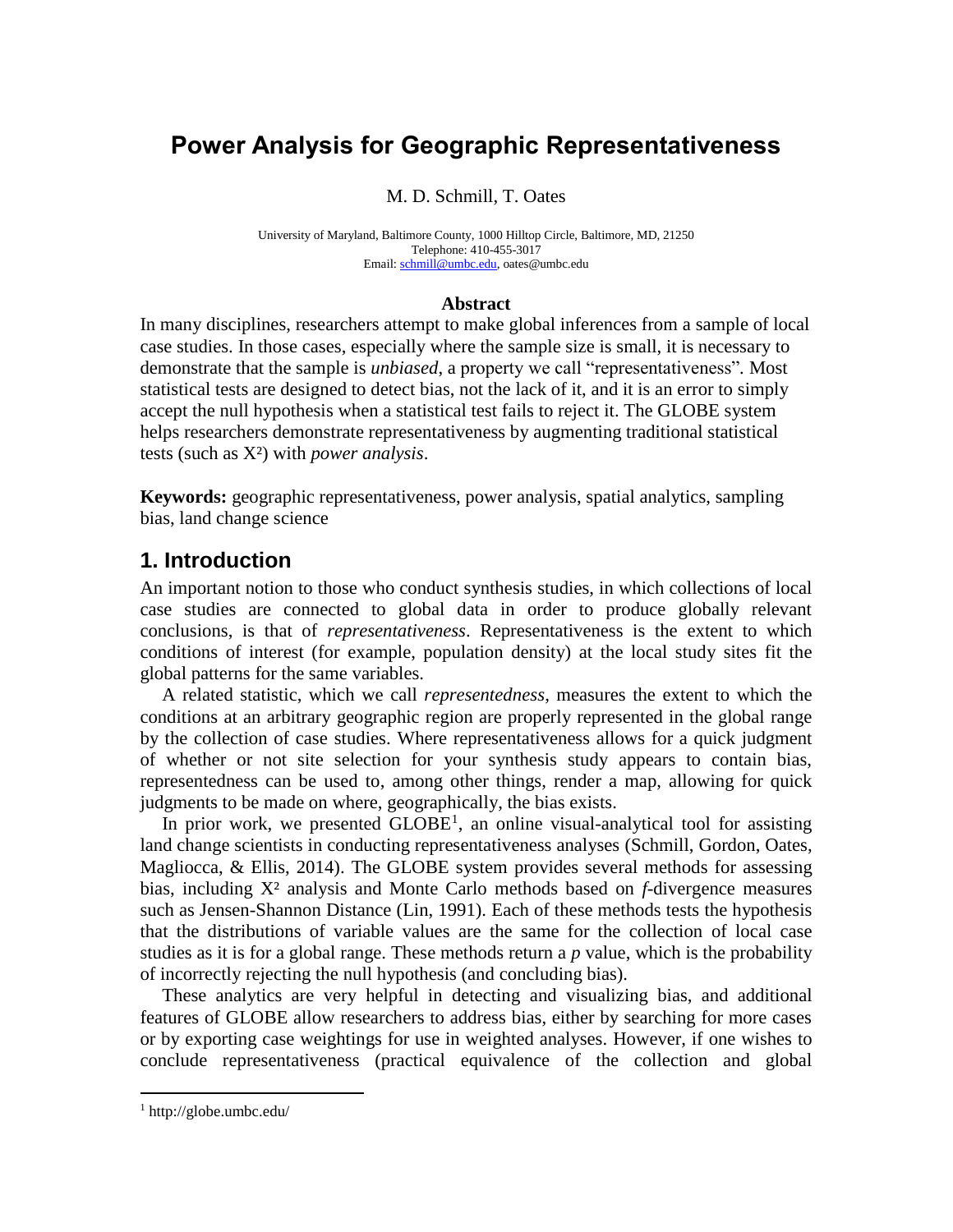# Power Analysis for Geographic Representativeness

M. D. Schmill, T. Oates

University of Maryland, Baltimore County, 1000 Hilltop Circle, Baltimore, MD, 21250
Telephone: 410-455-3017
Email: schmill@umbc.edu, oates@umbc.edu

**Abstract**

In many disciplines, researchers attempt to make global inferences from a sample of local case studies. In those cases, especially where the sample size is small, it is necessary to demonstrate that the sample is *unbiased*, a property we call "representativeness". Most statistical tests are designed to detect bias, not the lack of it, and it is an error to simply accept the null hypothesis when a statistical test fails to reject it. The GLOBE system helps researchers demonstrate representativeness by augmenting traditional statistical tests (such as $X^2$) with *power analysis*.

**Keywords:** geographic representativeness, power analysis, spatial analytics, sampling bias, land change science

## 1. Introduction

An important notion to those who conduct synthesis studies, in which collections of local case studies are connected to global data in order to produce globally relevant conclusions, is that of *representativeness*. Representativeness is the extent to which conditions of interest (for example, population density) at the local study sites fit the global patterns for the same variables.

A related statistic, which we call *representedness*, measures the extent to which the conditions at an arbitrary geographic region are properly represented in the global range by the collection of case studies. Where representativeness allows for a quick judgment of whether or not site selection for your synthesis study appears to contain bias, representedness can be used to, among other things, render a map, allowing for quick judgments to be made on where, geographically, the bias exists.

In prior work, we presented GLOBE[1], an online visual-analytical tool for assisting land change scientists in conducting representativeness analyses (Schmill, Gordon, Oates, Magliocca, & Ellis, 2014). The GLOBE system provides several methods for assessing bias, including $X^2$ analysis and Monte Carlo methods based on *f*-divergence measures such as Jensen-Shannon Distance (Lin, 1991). Each of these methods tests the hypothesis that the distributions of variable values are the same for the collection of local case studies as it is for a global range. These methods return a *p* value, which is the probability of incorrectly rejecting the null hypothesis (and concluding bias).

These analytics are very helpful in detecting and visualizing bias, and additional features of GLOBE allow researchers to address bias, either by searching for more cases or by exporting case weightings for use in weighted analyses. However, if one wishes to conclude representativeness (practical equivalence of the collection and global

[1] http://globe.umbc.edu/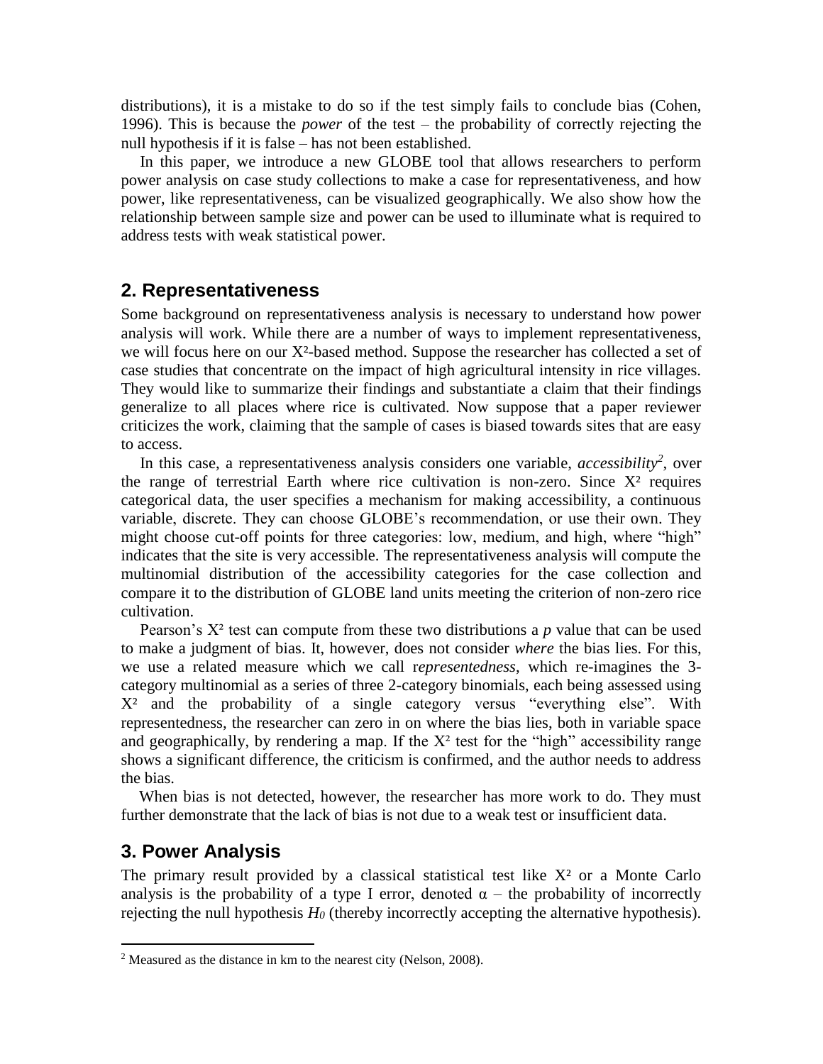distributions), it is a mistake to do so if the test simply fails to conclude bias (Cohen, 1996). This is because the *power* of the test – the probability of correctly rejecting the null hypothesis if it is false – has not been established.

In this paper, we introduce a new GLOBE tool that allows researchers to perform power analysis on case study collections to make a case for representativeness, and how power, like representativeness, can be visualized geographically. We also show how the relationship between sample size and power can be used to illuminate what is required to address tests with weak statistical power.

## 2. Representativeness

Some background on representativeness analysis is necessary to understand how power analysis will work. While there are a number of ways to implement representativeness, we will focus here on our $X^2$-based method. Suppose the researcher has collected a set of case studies that concentrate on the impact of high agricultural intensity in rice villages. They would like to summarize their findings and substantiate a claim that their findings generalize to all places where rice is cultivated. Now suppose that a paper reviewer criticizes the work, claiming that the sample of cases is biased towards sites that are easy to access.

In this case, a representativeness analysis considers one variable, *accessibility*[2], over the range of terrestrial Earth where rice cultivation is non-zero. Since $X^2$ requires categorical data, the user specifies a mechanism for making accessibility, a continuous variable, discrete. They can choose GLOBE's recommendation, or use their own. They might choose cut-off points for three categories: low, medium, and high, where "high" indicates that the site is very accessible. The representativeness analysis will compute the multinomial distribution of the accessibility categories for the case collection and compare it to the distribution of GLOBE land units meeting the criterion of non-zero rice cultivation.

Pearson's $X^2$ test can compute from these two distributions a $p$ value that can be used to make a judgment of bias. It, however, does not consider *where* the bias lies. For this, we use a related measure which we call r*epresentedness*, which re-imagines the 3-category multinomial as a series of three 2-category binomials, each being assessed using $X^2$ and the probability of a single category versus "everything else". With representedness, the researcher can zero in on where the bias lies, both in variable space and geographically, by rendering a map. If the $X^2$ test for the "high" accessibility range shows a significant difference, the criticism is confirmed, and the author needs to address the bias.

When bias is not detected, however, the researcher has more work to do. They must further demonstrate that the lack of bias is not due to a weak test or insufficient data.

## 3. Power Analysis

The primary result provided by a classical statistical test like $X^2$ or a Monte Carlo analysis is the probability of a type I error, denoted $\alpha$ – the probability of incorrectly rejecting the null hypothesis $H_0$ (thereby incorrectly accepting the alternative hypothesis).

[2] Measured as the distance in km to the nearest city (Nelson, 2008).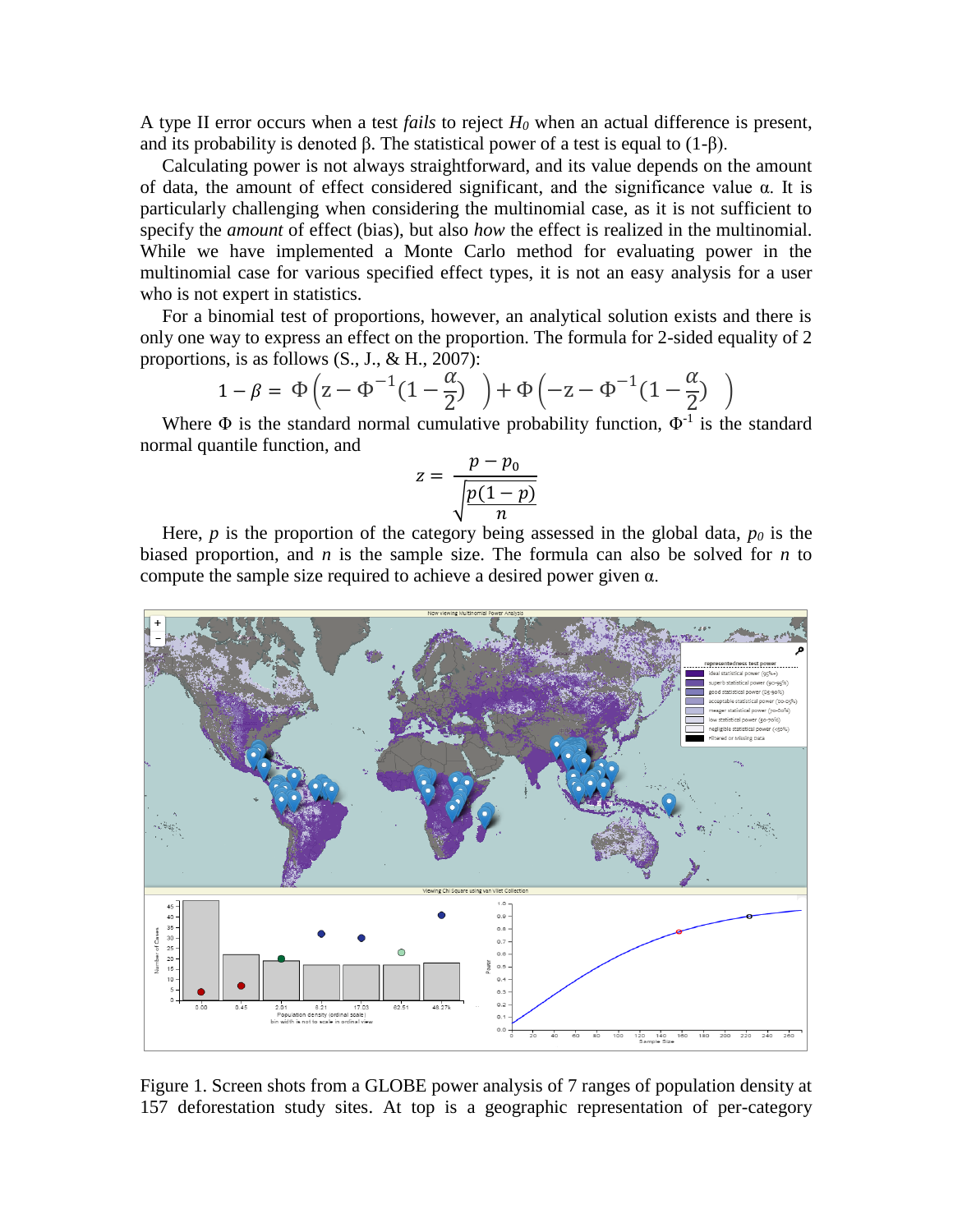A type II error occurs when a test *fails* to reject $H_0$ when an actual difference is present, and its probability is denoted β. The statistical power of a test is equal to (1-β).

Calculating power is not always straightforward, and its value depends on the amount of data, the amount of effect considered significant, and the significance value α. It is particularly challenging when considering the multinomial case, as it is not sufficient to specify the *amount* of effect (bias), but also *how* the effect is realized in the multinomial. While we have implemented a Monte Carlo method for evaluating power in the multinomial case for various specified effect types, it is not an easy analysis for a user who is not expert in statistics.

For a binomial test of proportions, however, an analytical solution exists and there is only one way to express an effect on the proportion. The formula for 2-sided equality of 2 proportions, is as follows (S., J., & H., 2007):

$$1 - \beta = \Phi\left(z - \Phi^{-1}\left(1 - \frac{\alpha}{2}\right)\right) + \Phi\left(-z - \Phi^{-1}\left(1 - \frac{\alpha}{2}\right)\right)$$

Where Φ is the standard normal cumulative probability function, $\Phi^{-1}$ is the standard normal quantile function, and

$$z = \frac{p - p_0}{\sqrt{\frac{p(1-p)}{n}}}$$

Here, $p$ is the proportion of the category being assessed in the global data, $p_0$ is the biased proportion, and $n$ is the sample size. The formula can also be solved for $n$ to compute the sample size required to achieve a desired power given α.

Figure 1. Screen shots from a GLOBE power analysis of 7 ranges of population density at 157 deforestation study sites. At top is a geographic representation of per-category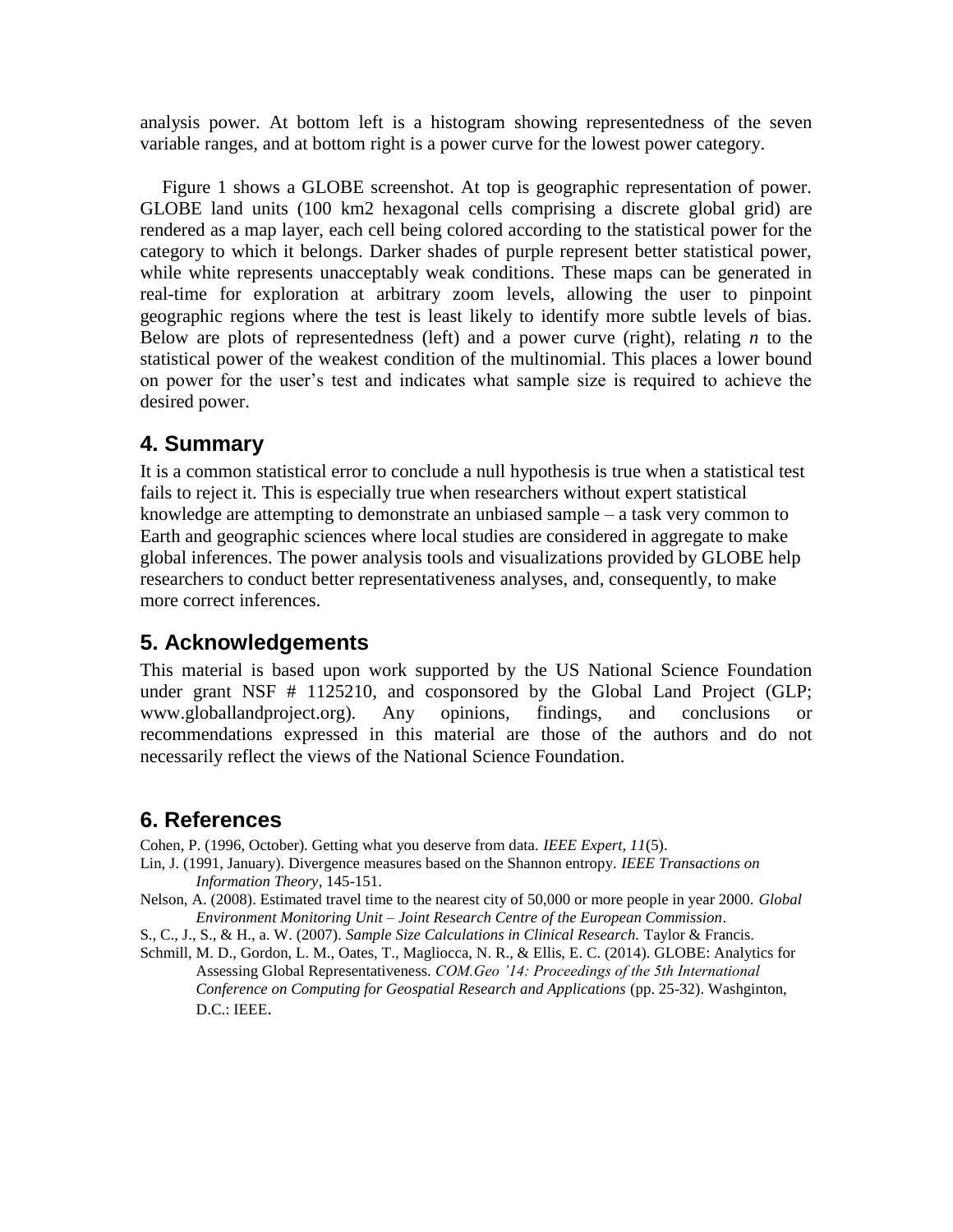analysis power. At bottom left is a histogram showing representedness of the seven variable ranges, and at bottom right is a power curve for the lowest power category.

Figure 1 shows a GLOBE screenshot. At top is geographic representation of power. GLOBE land units (100 km2 hexagonal cells comprising a discrete global grid) are rendered as a map layer, each cell being colored according to the statistical power for the category to which it belongs. Darker shades of purple represent better statistical power, while white represents unacceptably weak conditions. These maps can be generated in real-time for exploration at arbitrary zoom levels, allowing the user to pinpoint geographic regions where the test is least likely to identify more subtle levels of bias. Below are plots of representedness (left) and a power curve (right), relating $n$ to the statistical power of the weakest condition of the multinomial. This places a lower bound on power for the user's test and indicates what sample size is required to achieve the desired power.

## 4. Summary

It is a common statistical error to conclude a null hypothesis is true when a statistical test fails to reject it. This is especially true when researchers without expert statistical knowledge are attempting to demonstrate an unbiased sample – a task very common to Earth and geographic sciences where local studies are considered in aggregate to make global inferences. The power analysis tools and visualizations provided by GLOBE help researchers to conduct better representativeness analyses, and, consequently, to make more correct inferences.

## 5. Acknowledgements

This material is based upon work supported by the US National Science Foundation under grant NSF # 1125210, and cosponsored by the Global Land Project (GLP; www.globallandproject.org). Any opinions, findings, and conclusions or recommendations expressed in this material are those of the authors and do not necessarily reflect the views of the National Science Foundation.

## 6. References

Cohen, P. (1996, October). Getting what you deserve from data. *IEEE Expert, 11*(5).

Lin, J. (1991, January). Divergence measures based on the Shannon entropy. *IEEE Transactions on Information Theory*, 145-151.

Nelson, A. (2008). Estimated travel time to the nearest city of 50,000 or more people in year 2000. *Global Environment Monitoring Unit – Joint Research Centre of the European Commission*.

S., C., J., S., & H., a. W. (2007). *Sample Size Calculations in Clinical Research.* Taylor & Francis.

Schmill, M. D., Gordon, L. M., Oates, T., Magliocca, N. R., & Ellis, E. C. (2014). GLOBE: Analytics for Assessing Global Representativeness. *COM.Geo '14: Proceedings of the 5th International Conference on Computing for Geospatial Research and Applications* (pp. 25-32). Washginton, D.C.: IEEE.